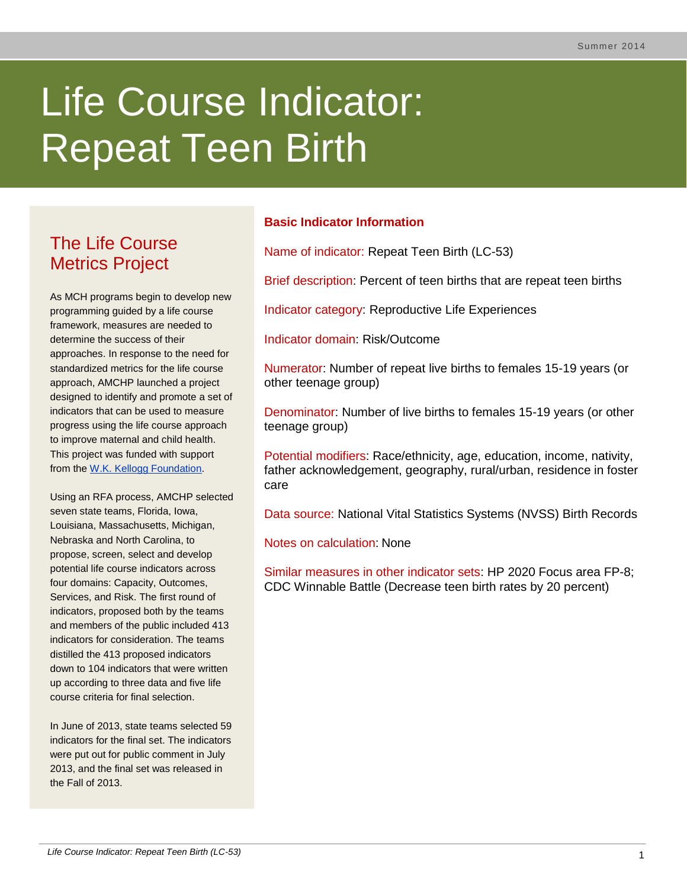# Life Course Indicator: Repeat Teen Birth

## The Life Course Metrics Project

As MCH programs begin to develop new programming guided by a life course framework, measures are needed to determine the success of their approaches. In response to the need for standardized metrics for the life course approach, AMCHP launched a project designed to identify and promote a set of indicators that can be used to measure progress using the life course approach to improve maternal and child health. This project was funded with support from the W.K. Kellogg Foundation.

Using an RFA process, AMCHP selected seven state teams, Florida, Iowa, Louisiana, Massachusetts, Michigan, Nebraska and North Carolina, to propose, screen, select and develop potential life course indicators across four domains: Capacity, Outcomes, Services, and Risk. The first round of indicators, proposed both by the teams and members of the public included 413 indicators for consideration. The teams distilled the 413 proposed indicators down to 104 indicators that were written up according to three data and five life course criteria for final selection.

In June of 2013, state teams selected 59 indicators for the final set. The indicators were put out for public comment in July 2013, and the final set was released in the Fall of 2013.

## Basic Indicator Information

Name of indicator: Repeat Teen Birth (LC-53)

Brief description: Percent of teen births that are repeat teen births

Indicator category: Reproductive Life Experiences

Indicator domain: Risk/Outcome

Numerator: Number of repeat live births to females 15-19 years (or other teenage group)

Denominator: Number of live births to females 15-19 years (or other teenage group)

Potential modifiers: Race/ethnicity, age, education, income, nativity, father acknowledgement, geography, rural/urban, residence in foster care

Data source: National Vital Statistics Systems (NVSS) Birth Records

Notes on calculation: None

Similar measures in other indicator sets: HP 2020 Focus area FP-8; CDC Winnable Battle (Decrease teen birth rates by 20 percent)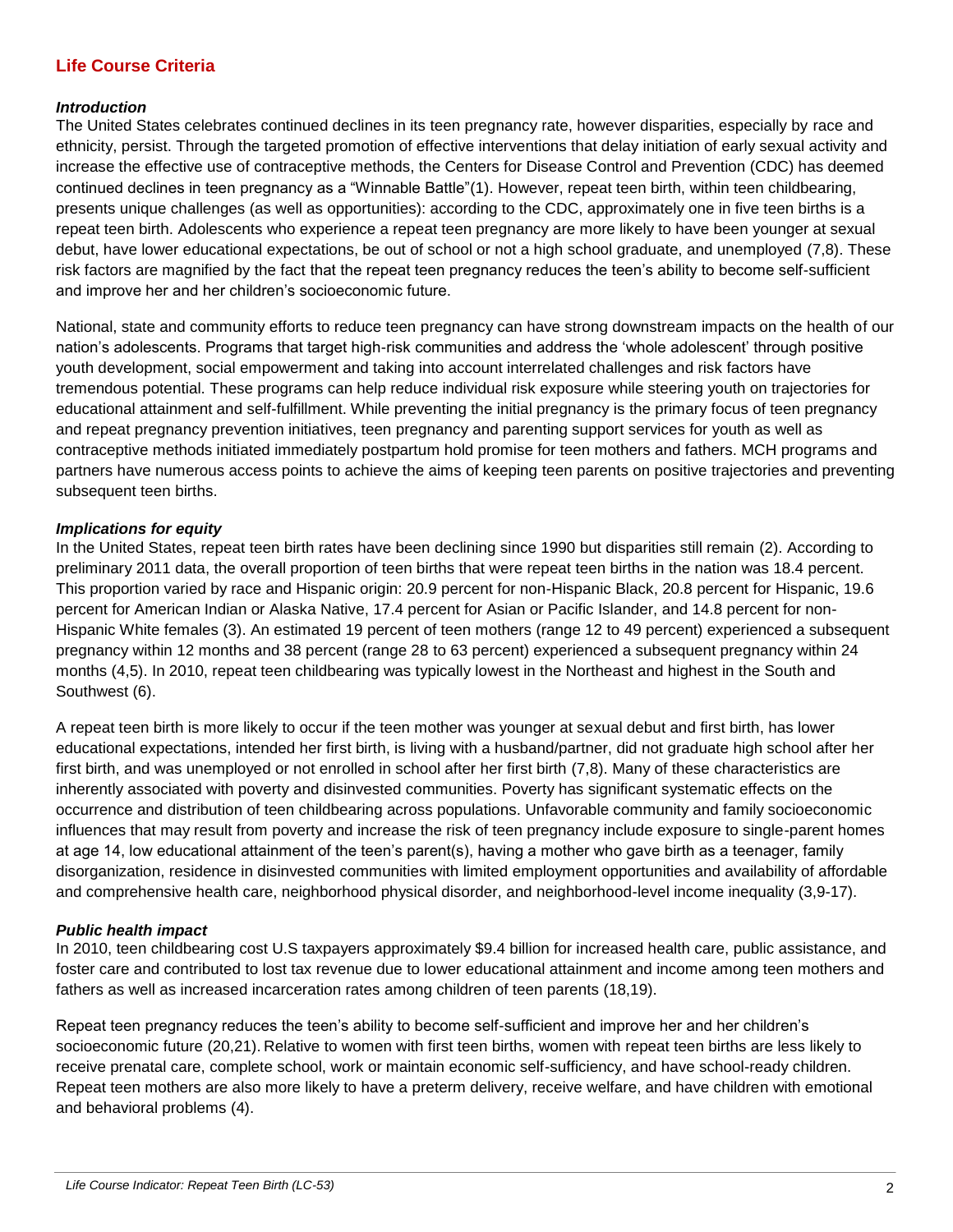## Life Course Criteria

### *Introduction*

The United States celebrates continued declines in its teen pregnancy rate, however disparities, especially by race and ethnicity, persist. Through the targeted promotion of effective interventions that delay initiation of early sexual activity and increase the effective use of contraceptive methods, the Centers for Disease Control and Prevention (CDC) has deemed continued declines in teen pregnancy as a "Winnable Battle"(1). However, repeat teen birth, within teen childbearing, presents unique challenges (as well as opportunities): according to the CDC, approximately one in five teen births is a repeat teen birth. Adolescents who experience a repeat teen pregnancy are more likely to have been younger at sexual debut, have lower educational expectations, be out of school or not a high school graduate, and unemployed (7,8). These risk factors are magnified by the fact that the repeat teen pregnancy reduces the teen's ability to become self-sufficient and improve her and her children's socioeconomic future.

National, state and community efforts to reduce teen pregnancy can have strong downstream impacts on the health of our nation's adolescents. Programs that target high-risk communities and address the 'whole adolescent' through positive youth development, social empowerment and taking into account interrelated challenges and risk factors have tremendous potential. These programs can help reduce individual risk exposure while steering youth on trajectories for educational attainment and self-fulfillment. While preventing the initial pregnancy is the primary focus of teen pregnancy and repeat pregnancy prevention initiatives, teen pregnancy and parenting support services for youth as well as contraceptive methods initiated immediately postpartum hold promise for teen mothers and fathers. MCH programs and partners have numerous access points to achieve the aims of keeping teen parents on positive trajectories and preventing subsequent teen births.

### *Implications for equity*

In the United States, repeat teen birth rates have been declining since 1990 but disparities still remain (2). According to preliminary 2011 data, the overall proportion of teen births that were repeat teen births in the nation was 18.4 percent. This proportion varied by race and Hispanic origin: 20.9 percent for non-Hispanic Black, 20.8 percent for Hispanic, 19.6 percent for American Indian or Alaska Native, 17.4 percent for Asian or Pacific Islander, and 14.8 percent for non-Hispanic White females (3). An estimated 19 percent of teen mothers (range 12 to 49 percent) experienced a subsequent pregnancy within 12 months and 38 percent (range 28 to 63 percent) experienced a subsequent pregnancy within 24 months (4,5). In 2010, repeat teen childbearing was typically lowest in the Northeast and highest in the South and Southwest (6).

A repeat teen birth is more likely to occur if the teen mother was younger at sexual debut and first birth, has lower educational expectations, intended her first birth, is living with a husband/partner, did not graduate high school after her first birth, and was unemployed or not enrolled in school after her first birth (7,8). Many of these characteristics are inherently associated with poverty and disinvested communities. Poverty has significant systematic effects on the occurrence and distribution of teen childbearing across populations. Unfavorable community and family socioeconomic influences that may result from poverty and increase the risk of teen pregnancy include exposure to single-parent homes at age 14, low educational attainment of the teen's parent(s), having a mother who gave birth as a teenager, family disorganization, residence in disinvested communities with limited employment opportunities and availability of affordable and comprehensive health care, neighborhood physical disorder, and neighborhood-level income inequality (3,9-17).

### *Public health impact*

In 2010, teen childbearing cost U.S taxpayers approximately $9.4 billion for increased health care, public assistance, and foster care and contributed to lost tax revenue due to lower educational attainment and income among teen mothers and fathers as well as increased incarceration rates among children of teen parents (18,19).

Repeat teen pregnancy reduces the teen's ability to become self-sufficient and improve her and her children's socioeconomic future (20,21). Relative to women with first teen births, women with repeat teen births are less likely to receive prenatal care, complete school, work or maintain economic self-sufficiency, and have school-ready children. Repeat teen mothers are also more likely to have a preterm delivery, receive welfare, and have children with emotional and behavioral problems (4).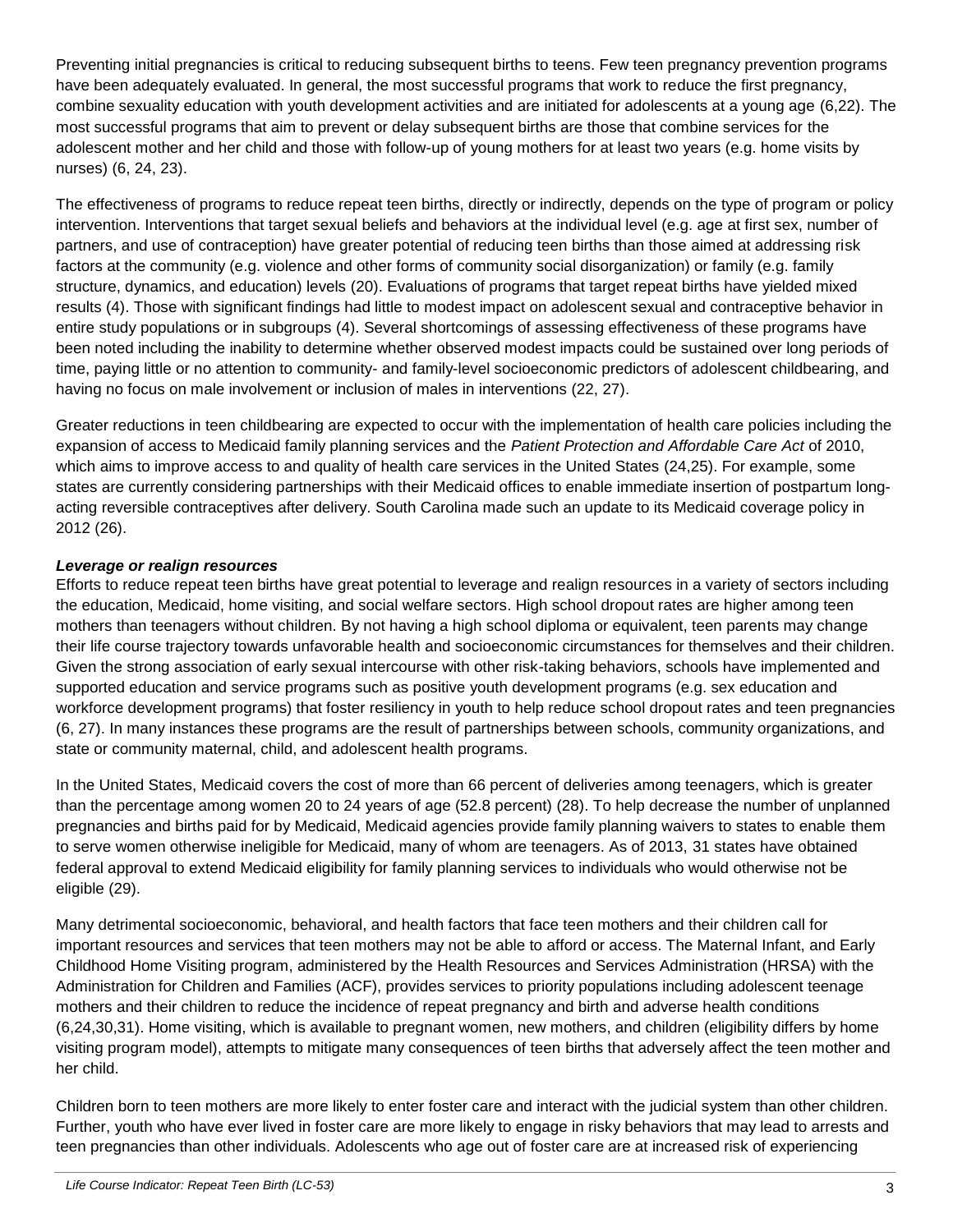Preventing initial pregnancies is critical to reducing subsequent births to teens. Few teen pregnancy prevention programs have been adequately evaluated. In general, the most successful programs that work to reduce the first pregnancy, combine sexuality education with youth development activities and are initiated for adolescents at a young age (6,22). The most successful programs that aim to prevent or delay subsequent births are those that combine services for the adolescent mother and her child and those with follow-up of young mothers for at least two years (e.g. home visits by nurses) (6, 24, 23).

The effectiveness of programs to reduce repeat teen births, directly or indirectly, depends on the type of program or policy intervention. Interventions that target sexual beliefs and behaviors at the individual level (e.g. age at first sex, number of partners, and use of contraception) have greater potential of reducing teen births than those aimed at addressing risk factors at the community (e.g. violence and other forms of community social disorganization) or family (e.g. family structure, dynamics, and education) levels (20). Evaluations of programs that target repeat births have yielded mixed results (4). Those with significant findings had little to modest impact on adolescent sexual and contraceptive behavior in entire study populations or in subgroups (4). Several shortcomings of assessing effectiveness of these programs have been noted including the inability to determine whether observed modest impacts could be sustained over long periods of time, paying little or no attention to community- and family-level socioeconomic predictors of adolescent childbearing, and having no focus on male involvement or inclusion of males in interventions (22, 27).

Greater reductions in teen childbearing are expected to occur with the implementation of health care policies including the expansion of access to Medicaid family planning services and the *Patient Protection and Affordable Care Act* of 2010, which aims to improve access to and quality of health care services in the United States (24,25). For example, some states are currently considering partnerships with their Medicaid offices to enable immediate insertion of postpartum long-acting reversible contraceptives after delivery. South Carolina made such an update to its Medicaid coverage policy in 2012 (26).

***Leverage or realign resources***

Efforts to reduce repeat teen births have great potential to leverage and realign resources in a variety of sectors including the education, Medicaid, home visiting, and social welfare sectors. High school dropout rates are higher among teen mothers than teenagers without children. By not having a high school diploma or equivalent, teen parents may change their life course trajectory towards unfavorable health and socioeconomic circumstances for themselves and their children. Given the strong association of early sexual intercourse with other risk-taking behaviors, schools have implemented and supported education and service programs such as positive youth development programs (e.g. sex education and workforce development programs) that foster resiliency in youth to help reduce school dropout rates and teen pregnancies (6, 27). In many instances these programs are the result of partnerships between schools, community organizations, and state or community maternal, child, and adolescent health programs.

In the United States, Medicaid covers the cost of more than 66 percent of deliveries among teenagers, which is greater than the percentage among women 20 to 24 years of age (52.8 percent) (28). To help decrease the number of unplanned pregnancies and births paid for by Medicaid, Medicaid agencies provide family planning waivers to states to enable them to serve women otherwise ineligible for Medicaid, many of whom are teenagers. As of 2013, 31 states have obtained federal approval to extend Medicaid eligibility for family planning services to individuals who would otherwise not be eligible (29).

Many detrimental socioeconomic, behavioral, and health factors that face teen mothers and their children call for important resources and services that teen mothers may not be able to afford or access. The Maternal Infant, and Early Childhood Home Visiting program, administered by the Health Resources and Services Administration (HRSA) with the Administration for Children and Families (ACF), provides services to priority populations including adolescent teenage mothers and their children to reduce the incidence of repeat pregnancy and birth and adverse health conditions (6,24,30,31). Home visiting, which is available to pregnant women, new mothers, and children (eligibility differs by home visiting program model), attempts to mitigate many consequences of teen births that adversely affect the teen mother and her child.

Children born to teen mothers are more likely to enter foster care and interact with the judicial system than other children. Further, youth who have ever lived in foster care are more likely to engage in risky behaviors that may lead to arrests and teen pregnancies than other individuals. Adolescents who age out of foster care are at increased risk of experiencing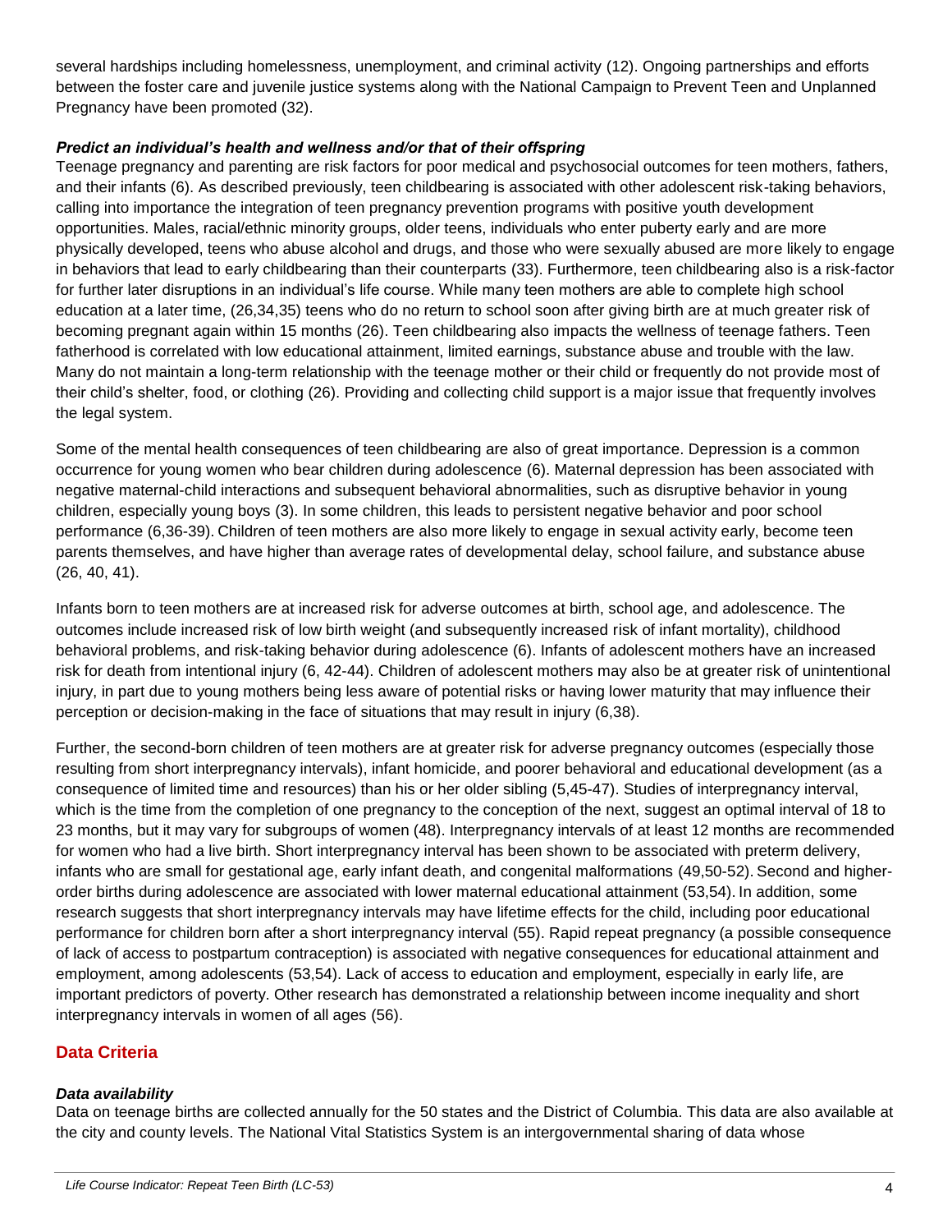several hardships including homelessness, unemployment, and criminal activity (12). Ongoing partnerships and efforts between the foster care and juvenile justice systems along with the National Campaign to Prevent Teen and Unplanned Pregnancy have been promoted (32).

***Predict an individual's health and wellness and/or that of their offspring***

Teenage pregnancy and parenting are risk factors for poor medical and psychosocial outcomes for teen mothers, fathers, and their infants (6). As described previously, teen childbearing is associated with other adolescent risk-taking behaviors, calling into importance the integration of teen pregnancy prevention programs with positive youth development opportunities. Males, racial/ethnic minority groups, older teens, individuals who enter puberty early and are more physically developed, teens who abuse alcohol and drugs, and those who were sexually abused are more likely to engage in behaviors that lead to early childbearing than their counterparts (33). Furthermore, teen childbearing also is a risk-factor for further later disruptions in an individual's life course. While many teen mothers are able to complete high school education at a later time, (26,34,35) teens who do no return to school soon after giving birth are at much greater risk of becoming pregnant again within 15 months (26). Teen childbearing also impacts the wellness of teenage fathers. Teen fatherhood is correlated with low educational attainment, limited earnings, substance abuse and trouble with the law. Many do not maintain a long-term relationship with the teenage mother or their child or frequently do not provide most of their child's shelter, food, or clothing (26). Providing and collecting child support is a major issue that frequently involves the legal system.

Some of the mental health consequences of teen childbearing are also of great importance. Depression is a common occurrence for young women who bear children during adolescence (6). Maternal depression has been associated with negative maternal-child interactions and subsequent behavioral abnormalities, such as disruptive behavior in young children, especially young boys (3). In some children, this leads to persistent negative behavior and poor school performance (6,36-39). Children of teen mothers are also more likely to engage in sexual activity early, become teen parents themselves, and have higher than average rates of developmental delay, school failure, and substance abuse (26, 40, 41).

Infants born to teen mothers are at increased risk for adverse outcomes at birth, school age, and adolescence. The outcomes include increased risk of low birth weight (and subsequently increased risk of infant mortality), childhood behavioral problems, and risk-taking behavior during adolescence (6). Infants of adolescent mothers have an increased risk for death from intentional injury (6, 42-44). Children of adolescent mothers may also be at greater risk of unintentional injury, in part due to young mothers being less aware of potential risks or having lower maturity that may influence their perception or decision-making in the face of situations that may result in injury (6,38).

Further, the second-born children of teen mothers are at greater risk for adverse pregnancy outcomes (especially those resulting from short interpregnancy intervals), infant homicide, and poorer behavioral and educational development (as a consequence of limited time and resources) than his or her older sibling (5,45-47). Studies of interpregnancy interval, which is the time from the completion of one pregnancy to the conception of the next, suggest an optimal interval of 18 to 23 months, but it may vary for subgroups of women (48). Interpregnancy intervals of at least 12 months are recommended for women who had a live birth. Short interpregnancy interval has been shown to be associated with preterm delivery, infants who are small for gestational age, early infant death, and congenital malformations (49,50-52). Second and higher-order births during adolescence are associated with lower maternal educational attainment (53,54). In addition, some research suggests that short interpregnancy intervals may have lifetime effects for the child, including poor educational performance for children born after a short interpregnancy interval (55). Rapid repeat pregnancy (a possible consequence of lack of access to postpartum contraception) is associated with negative consequences for educational attainment and employment, among adolescents (53,54). Lack of access to education and employment, especially in early life, are important predictors of poverty. Other research has demonstrated a relationship between income inequality and short interpregnancy intervals in women of all ages (56).

## Data Criteria

***Data availability***

Data on teenage births are collected annually for the 50 states and the District of Columbia. This data are also available at the city and county levels. The National Vital Statistics System is an intergovernmental sharing of data whose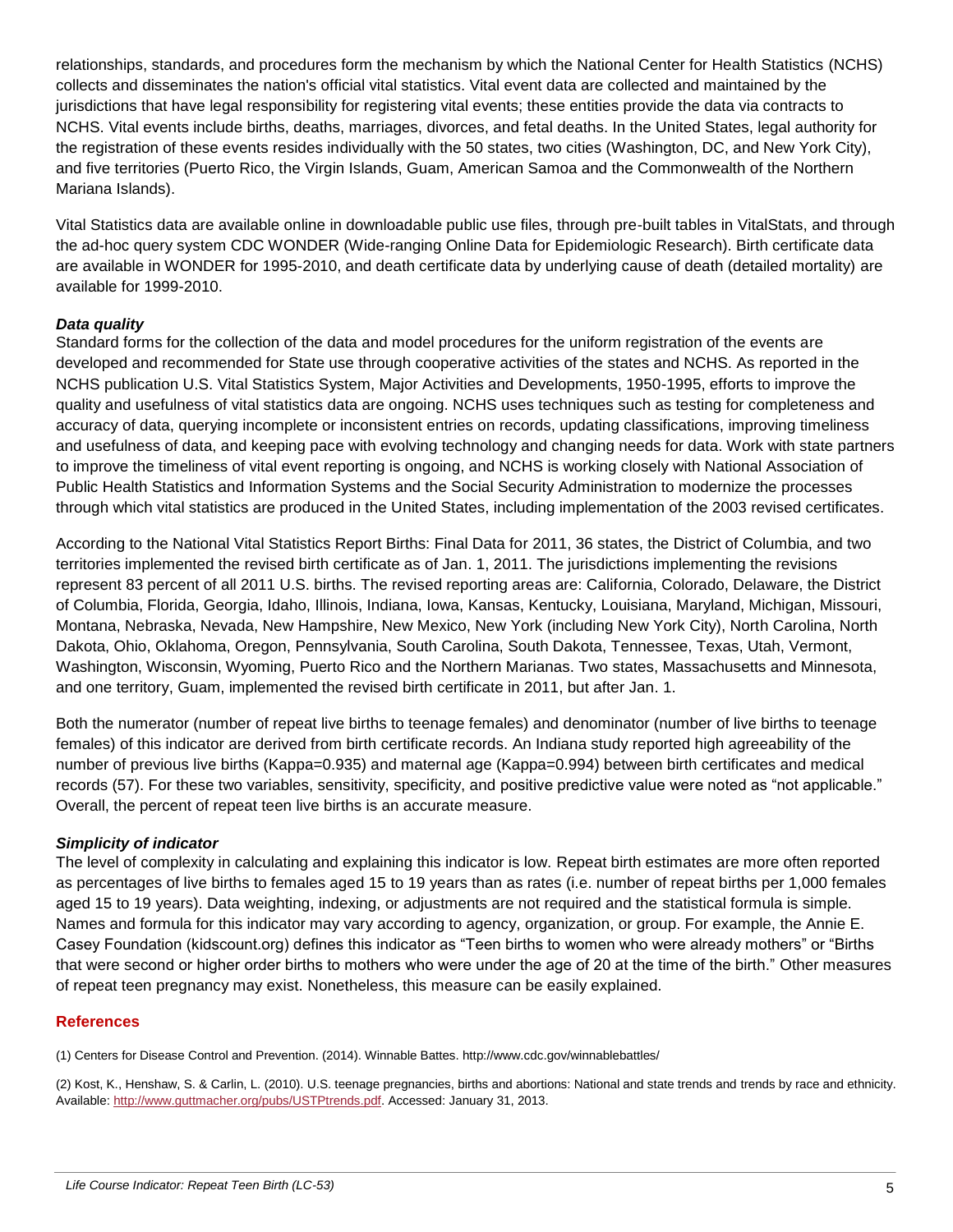relationships, standards, and procedures form the mechanism by which the National Center for Health Statistics (NCHS) collects and disseminates the nation's official vital statistics. Vital event data are collected and maintained by the jurisdictions that have legal responsibility for registering vital events; these entities provide the data via contracts to NCHS. Vital events include births, deaths, marriages, divorces, and fetal deaths. In the United States, legal authority for the registration of these events resides individually with the 50 states, two cities (Washington, DC, and New York City), and five territories (Puerto Rico, the Virgin Islands, Guam, American Samoa and the Commonwealth of the Northern Mariana Islands).

Vital Statistics data are available online in downloadable public use files, through pre-built tables in VitalStats, and through the ad-hoc query system CDC WONDER (Wide-ranging Online Data for Epidemiologic Research). Birth certificate data are available in WONDER for 1995-2010, and death certificate data by underlying cause of death (detailed mortality) are available for 1999-2010.

***Data quality***

Standard forms for the collection of the data and model procedures for the uniform registration of the events are developed and recommended for State use through cooperative activities of the states and NCHS. As reported in the NCHS publication U.S. Vital Statistics System, Major Activities and Developments, 1950-1995, efforts to improve the quality and usefulness of vital statistics data are ongoing. NCHS uses techniques such as testing for completeness and accuracy of data, querying incomplete or inconsistent entries on records, updating classifications, improving timeliness and usefulness of data, and keeping pace with evolving technology and changing needs for data. Work with state partners to improve the timeliness of vital event reporting is ongoing, and NCHS is working closely with National Association of Public Health Statistics and Information Systems and the Social Security Administration to modernize the processes through which vital statistics are produced in the United States, including implementation of the 2003 revised certificates.

According to the National Vital Statistics Report Births: Final Data for 2011, 36 states, the District of Columbia, and two territories implemented the revised birth certificate as of Jan. 1, 2011. The jurisdictions implementing the revisions represent 83 percent of all 2011 U.S. births. The revised reporting areas are: California, Colorado, Delaware, the District of Columbia, Florida, Georgia, Idaho, Illinois, Indiana, Iowa, Kansas, Kentucky, Louisiana, Maryland, Michigan, Missouri, Montana, Nebraska, Nevada, New Hampshire, New Mexico, New York (including New York City), North Carolina, North Dakota, Ohio, Oklahoma, Oregon, Pennsylvania, South Carolina, South Dakota, Tennessee, Texas, Utah, Vermont, Washington, Wisconsin, Wyoming, Puerto Rico and the Northern Marianas. Two states, Massachusetts and Minnesota, and one territory, Guam, implemented the revised birth certificate in 2011, but after Jan. 1.

Both the numerator (number of repeat live births to teenage females) and denominator (number of live births to teenage females) of this indicator are derived from birth certificate records. An Indiana study reported high agreeability of the number of previous live births (Kappa=0.935) and maternal age (Kappa=0.994) between birth certificates and medical records (57). For these two variables, sensitivity, specificity, and positive predictive value were noted as "not applicable." Overall, the percent of repeat teen live births is an accurate measure.

***Simplicity of indicator***

The level of complexity in calculating and explaining this indicator is low. Repeat birth estimates are more often reported as percentages of live births to females aged 15 to 19 years than as rates (i.e. number of repeat births per 1,000 females aged 15 to 19 years). Data weighting, indexing, or adjustments are not required and the statistical formula is simple. Names and formula for this indicator may vary according to agency, organization, or group. For example, the Annie E. Casey Foundation (kidscount.org) defines this indicator as "Teen births to women who were already mothers" or "Births that were second or higher order births to mothers who were under the age of 20 at the time of the birth." Other measures of repeat teen pregnancy may exist. Nonetheless, this measure can be easily explained.

## References

(1) Centers for Disease Control and Prevention. (2014). Winnable Battes. http://www.cdc.gov/winnablebattles/

(2) Kost, K., Henshaw, S. & Carlin, L. (2010). U.S. teenage pregnancies, births and abortions: National and state trends and trends by race and ethnicity. Available: http://www.guttmacher.org/pubs/USTPtrends.pdf. Accessed: January 31, 2013.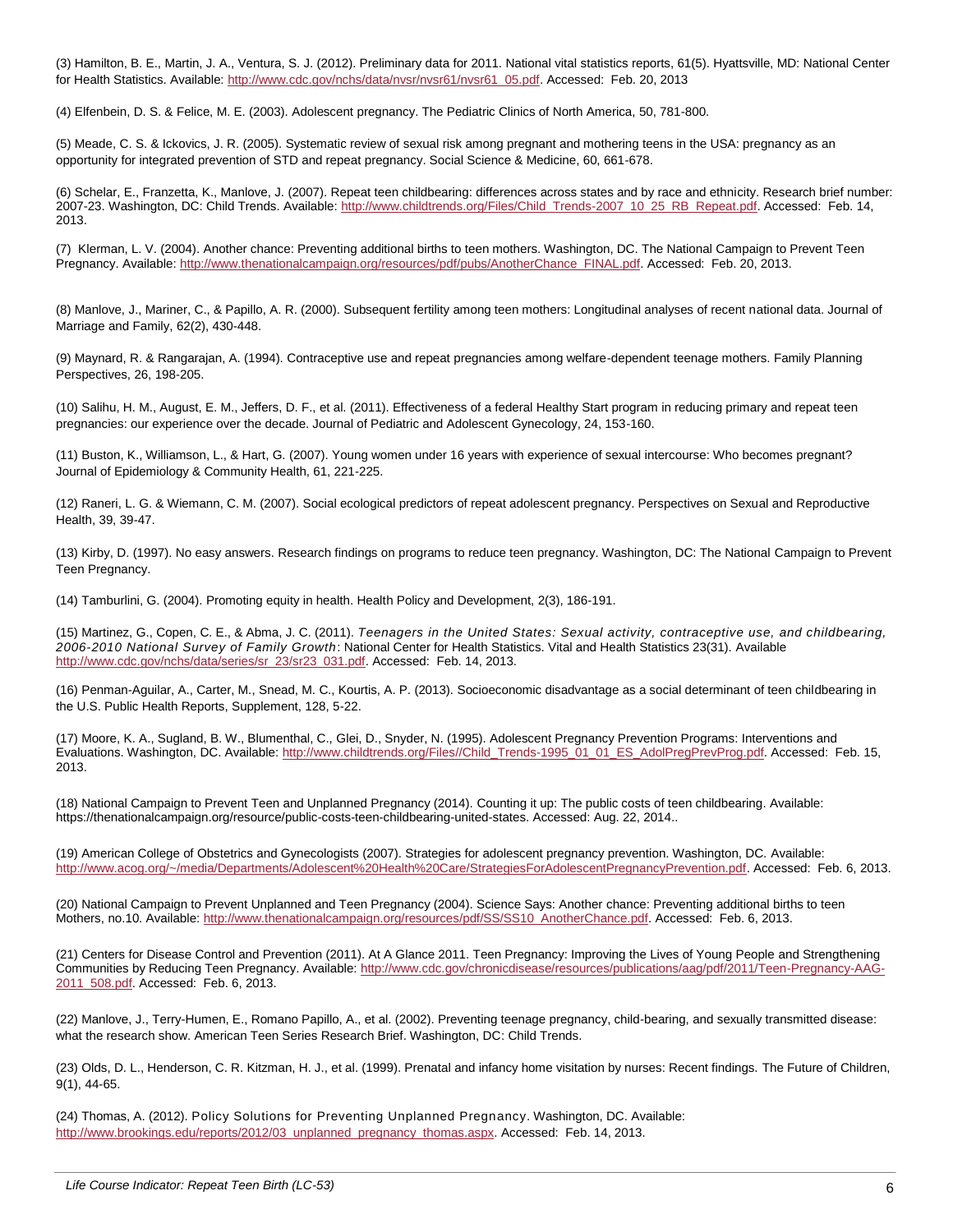(3) Hamilton, B. E., Martin, J. A., Ventura, S. J. (2012). Preliminary data for 2011. National vital statistics reports, 61(5). Hyattsville, MD: National Center for Health Statistics. Available: http://www.cdc.gov/nchs/data/nvsr/nvsr61/nvsr61_05.pdf. Accessed: Feb. 20, 2013

(4) Elfenbein, D. S. & Felice, M. E. (2003). Adolescent pregnancy. The Pediatric Clinics of North America, 50, 781-800.

(5) Meade, C. S. & Ickovics, J. R. (2005). Systematic review of sexual risk among pregnant and mothering teens in the USA: pregnancy as an opportunity for integrated prevention of STD and repeat pregnancy. Social Science & Medicine, 60, 661-678.

(6) Schelar, E., Franzetta, K., Manlove, J. (2007). Repeat teen childbearing: differences across states and by race and ethnicity. Research brief number: 2007-23. Washington, DC: Child Trends. Available: http://www.childtrends.org/Files/Child_Trends-2007_10_25_RB_Repeat.pdf. Accessed: Feb. 14, 2013.

(7) Klerman, L. V. (2004). Another chance: Preventing additional births to teen mothers. Washington, DC. The National Campaign to Prevent Teen Pregnancy. Available: http://www.thenationalcampaign.org/resources/pdf/pubs/AnotherChance_FINAL.pdf. Accessed: Feb. 20, 2013.

(8) Manlove, J., Mariner, C., & Papillo, A. R. (2000). Subsequent fertility among teen mothers: Longitudinal analyses of recent national data. Journal of Marriage and Family, 62(2), 430-448.

(9) Maynard, R. & Rangarajan, A. (1994). Contraceptive use and repeat pregnancies among welfare-dependent teenage mothers. Family Planning Perspectives, 26, 198-205.

(10) Salihu, H. M., August, E. M., Jeffers, D. F., et al. (2011). Effectiveness of a federal Healthy Start program in reducing primary and repeat teen pregnancies: our experience over the decade. Journal of Pediatric and Adolescent Gynecology, 24, 153-160.

(11) Buston, K., Williamson, L., & Hart, G. (2007). Young women under 16 years with experience of sexual intercourse: Who becomes pregnant? Journal of Epidemiology & Community Health, 61, 221-225.

(12) Raneri, L. G. & Wiemann, C. M. (2007). Social ecological predictors of repeat adolescent pregnancy. Perspectives on Sexual and Reproductive Health, 39, 39-47.

(13) Kirby, D. (1997). No easy answers. Research findings on programs to reduce teen pregnancy. Washington, DC: The National Campaign to Prevent Teen Pregnancy.

(14) Tamburlini, G. (2004). Promoting equity in health. Health Policy and Development, 2(3), 186-191.

(15) Martinez, G., Copen, C. E., & Abma, J. C. (2011). *Teenagers in the United States: Sexual activity, contraceptive use, and childbearing, 2006-2010 National Survey of Family Growth*: National Center for Health Statistics. Vital and Health Statistics 23(31). Available http://www.cdc.gov/nchs/data/series/sr_23/sr23_031.pdf. Accessed: Feb. 14, 2013.

(16) Penman-Aguilar, A., Carter, M., Snead, M. C., Kourtis, A. P. (2013). Socioeconomic disadvantage as a social determinant of teen childbearing in the U.S. Public Health Reports, Supplement, 128, 5-22.

(17) Moore, K. A., Sugland, B. W., Blumenthal, C., Glei, D., Snyder, N. (1995). Adolescent Pregnancy Prevention Programs: Interventions and Evaluations. Washington, DC. Available: http://www.childtrends.org/Files//Child_Trends-1995_01_01_ES_AdolPregPrevProg.pdf. Accessed: Feb. 15, 2013.

(18) National Campaign to Prevent Teen and Unplanned Pregnancy (2014). Counting it up: The public costs of teen childbearing. Available: https://thenationalcampaign.org/resource/public-costs-teen-childbearing-united-states. Accessed: Aug. 22, 2014..

(19) American College of Obstetrics and Gynecologists (2007). Strategies for adolescent pregnancy prevention. Washington, DC. Available: http://www.acog.org/~/media/Departments/Adolescent%20Health%20Care/StrategiesForAdolescentPregnancyPrevention.pdf. Accessed: Feb. 6, 2013.

(20) National Campaign to Prevent Unplanned and Teen Pregnancy (2004). Science Says: Another chance: Preventing additional births to teen Mothers, no.10. Available: http://www.thenationalcampaign.org/resources/pdf/SS/SS10_AnotherChance.pdf. Accessed: Feb. 6, 2013.

(21) Centers for Disease Control and Prevention (2011). At A Glance 2011. Teen Pregnancy: Improving the Lives of Young People and Strengthening Communities by Reducing Teen Pregnancy. Available: http://www.cdc.gov/chronicdisease/resources/publications/aag/pdf/2011/Teen-Pregnancy-AAG-2011_508.pdf. Accessed: Feb. 6, 2013.

(22) Manlove, J., Terry-Humen, E., Romano Papillo, A., et al. (2002). Preventing teenage pregnancy, child-bearing, and sexually transmitted disease: what the research show. American Teen Series Research Brief. Washington, DC: Child Trends.

(23) Olds, D. L., Henderson, C. R. Kitzman, H. J., et al. (1999). Prenatal and infancy home visitation by nurses: Recent findings. The Future of Children, 9(1), 44-65.

(24) Thomas, A. (2012). Policy Solutions for Preventing Unplanned Pregnancy. Washington, DC. Available: http://www.brookings.edu/reports/2012/03_unplanned_pregnancy_thomas.aspx. Accessed: Feb. 14, 2013.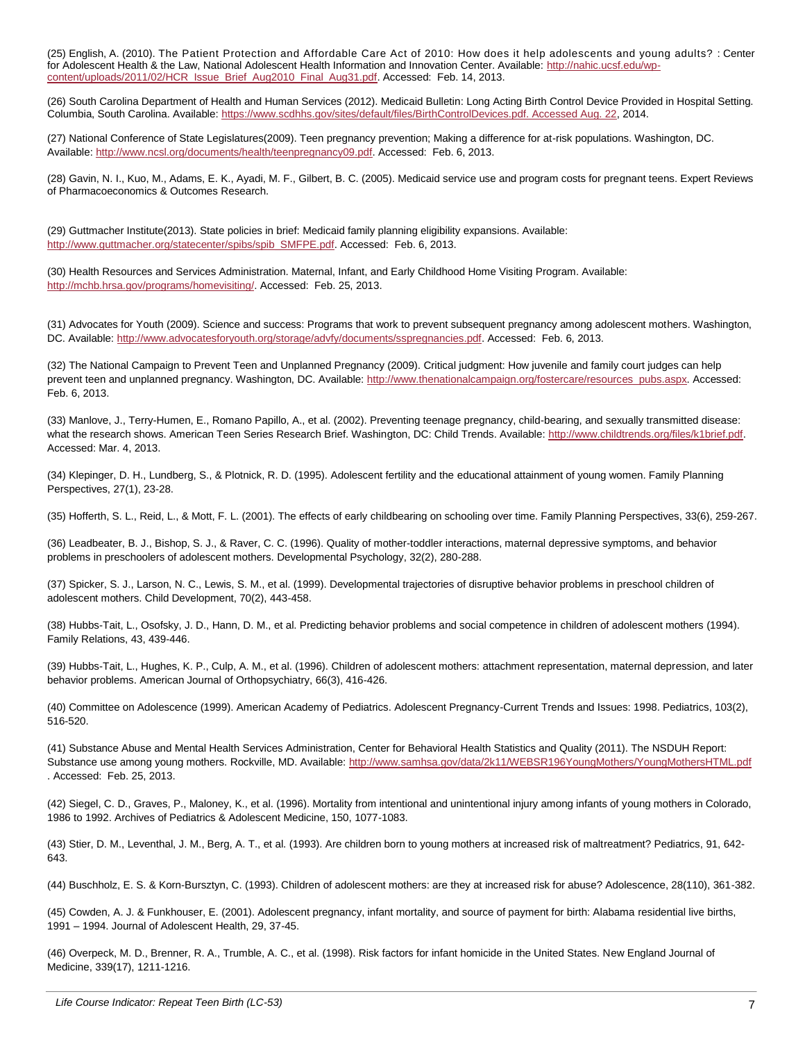(25) English, A. (2010). The Patient Protection and Affordable Care Act of 2010: How does it help adolescents and young adults? : Center for Adolescent Health & the Law, National Adolescent Health Information and Innovation Center. Available: http://nahic.ucsf.edu/wp-content/uploads/2011/02/HCR_Issue_Brief_Aug2010_Final_Aug31.pdf. Accessed: Feb. 14, 2013.

(26) South Carolina Department of Health and Human Services (2012). Medicaid Bulletin: Long Acting Birth Control Device Provided in Hospital Setting. Columbia, South Carolina. Available: https://www.scdhhs.gov/sites/default/files/BirthControlDevices.pdf. Accessed Aug. 22, 2014.

(27) National Conference of State Legislatures(2009). Teen pregnancy prevention; Making a difference for at-risk populations. Washington, DC. Available: http://www.ncsl.org/documents/health/teenpregnancy09.pdf. Accessed: Feb. 6, 2013.

(28) Gavin, N. I., Kuo, M., Adams, E. K., Ayadi, M. F., Gilbert, B. C. (2005). Medicaid service use and program costs for pregnant teens. Expert Reviews of Pharmacoeconomics & Outcomes Research.

(29) Guttmacher Institute(2013). State policies in brief: Medicaid family planning eligibility expansions. Available: http://www.guttmacher.org/statecenter/spibs/spib_SMFPE.pdf. Accessed: Feb. 6, 2013.

(30) Health Resources and Services Administration. Maternal, Infant, and Early Childhood Home Visiting Program. Available: http://mchb.hrsa.gov/programs/homevisiting/. Accessed: Feb. 25, 2013.

(31) Advocates for Youth (2009). Science and success: Programs that work to prevent subsequent pregnancy among adolescent mothers. Washington, DC. Available: http://www.advocatesforyouth.org/storage/advfy/documents/sspregnancies.pdf. Accessed: Feb. 6, 2013.

(32) The National Campaign to Prevent Teen and Unplanned Pregnancy (2009). Critical judgment: How juvenile and family court judges can help prevent teen and unplanned pregnancy. Washington, DC. Available: http://www.thenationalcampaign.org/fostercare/resources_pubs.aspx. Accessed: Feb. 6, 2013.

(33) Manlove, J., Terry-Humen, E., Romano Papillo, A., et al. (2002). Preventing teenage pregnancy, child-bearing, and sexually transmitted disease: what the research shows. American Teen Series Research Brief. Washington, DC: Child Trends. Available: http://www.childtrends.org/files/k1brief.pdf. Accessed: Mar. 4, 2013.

(34) Klepinger, D. H., Lundberg, S., & Plotnick, R. D. (1995). Adolescent fertility and the educational attainment of young women. Family Planning Perspectives, 27(1), 23-28.

(35) Hofferth, S. L., Reid, L., & Mott, F. L. (2001). The effects of early childbearing on schooling over time. Family Planning Perspectives, 33(6), 259-267.

(36) Leadbeater, B. J., Bishop, S. J., & Raver, C. C. (1996). Quality of mother-toddler interactions, maternal depressive symptoms, and behavior problems in preschoolers of adolescent mothers. Developmental Psychology, 32(2), 280-288.

(37) Spicker, S. J., Larson, N. C., Lewis, S. M., et al. (1999). Developmental trajectories of disruptive behavior problems in preschool children of adolescent mothers. Child Development, 70(2), 443-458.

(38) Hubbs-Tait, L., Osofsky, J. D., Hann, D. M., et al. Predicting behavior problems and social competence in children of adolescent mothers (1994). Family Relations, 43, 439-446.

(39) Hubbs-Tait, L., Hughes, K. P., Culp, A. M., et al. (1996). Children of adolescent mothers: attachment representation, maternal depression, and later behavior problems. American Journal of Orthopsychiatry, 66(3), 416-426.

(40) Committee on Adolescence (1999). American Academy of Pediatrics. Adolescent Pregnancy-Current Trends and Issues: 1998. Pediatrics, 103(2), 516-520.

(41) Substance Abuse and Mental Health Services Administration, Center for Behavioral Health Statistics and Quality (2011). The NSDUH Report: Substance use among young mothers. Rockville, MD. Available: http://www.samhsa.gov/data/2k11/WEBSR196YoungMothers/YoungMothersHTML.pdf . Accessed: Feb. 25, 2013.

(42) Siegel, C. D., Graves, P., Maloney, K., et al. (1996). Mortality from intentional and unintentional injury among infants of young mothers in Colorado, 1986 to 1992. Archives of Pediatrics & Adolescent Medicine, 150, 1077-1083.

(43) Stier, D. M., Leventhal, J. M., Berg, A. T., et al. (1993). Are children born to young mothers at increased risk of maltreatment? Pediatrics, 91, 642-643.

(44) Buschholz, E. S. & Korn-Bursztyn, C. (1993). Children of adolescent mothers: are they at increased risk for abuse? Adolescence, 28(110), 361-382.

(45) Cowden, A. J. & Funkhouser, E. (2001). Adolescent pregnancy, infant mortality, and source of payment for birth: Alabama residential live births, 1991 – 1994. Journal of Adolescent Health, 29, 37-45.

(46) Overpeck, M. D., Brenner, R. A., Trumble, A. C., et al. (1998). Risk factors for infant homicide in the United States. New England Journal of Medicine, 339(17), 1211-1216.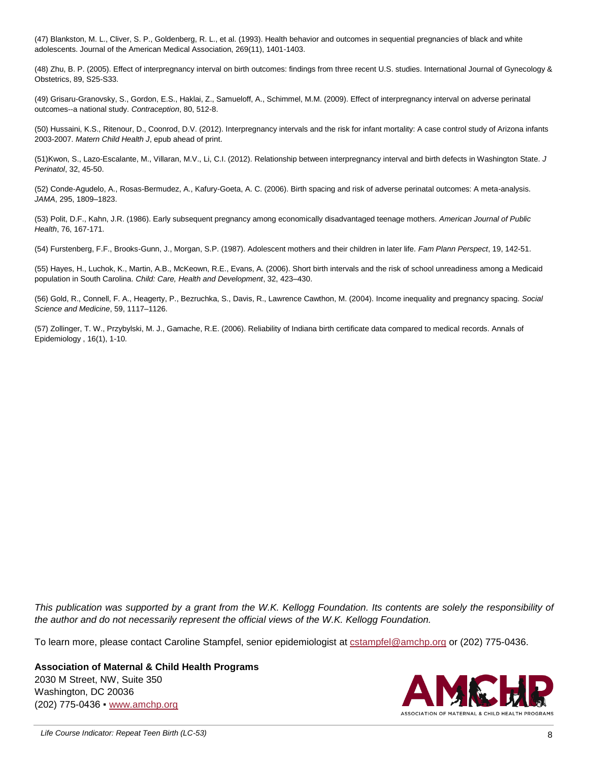(47) Blankston, M. L., Cliver, S. P., Goldenberg, R. L., et al. (1993). Health behavior and outcomes in sequential pregnancies of black and white adolescents. Journal of the American Medical Association, 269(11), 1401-1403.

(48) Zhu, B. P. (2005). Effect of interpregnancy interval on birth outcomes: findings from three recent U.S. studies. International Journal of Gynecology & Obstetrics, 89, S25-S33.

(49) Grisaru-Granovsky, S., Gordon, E.S., Haklai, Z., Samueloff, A., Schimmel, M.M. (2009). Effect of interpregnancy interval on adverse perinatal outcomes--a national study. *Contraception*, 80, 512-8.

(50) Hussaini, K.S., Ritenour, D., Coonrod, D.V. (2012). Interpregnancy intervals and the risk for infant mortality: A case control study of Arizona infants 2003-2007. *Matern Child Health J*, epub ahead of print.

(51)Kwon, S., Lazo-Escalante, M., Villaran, M.V., Li, C.I. (2012). Relationship between interpregnancy interval and birth defects in Washington State. *J Perinatol*, 32, 45-50.

(52) Conde-Agudelo, A., Rosas-Bermudez, A., Kafury-Goeta, A. C. (2006). Birth spacing and risk of adverse perinatal outcomes: A meta-analysis. *JAMA*, 295, 1809–1823.

(53) Polit, D.F., Kahn, J.R. (1986). Early subsequent pregnancy among economically disadvantaged teenage mothers. *American Journal of Public Health*, 76, 167-171.

(54) Furstenberg, F.F., Brooks-Gunn, J., Morgan, S.P. (1987). Adolescent mothers and their children in later life. *Fam Plann Perspect*, 19, 142-51.

(55) Hayes, H., Luchok, K., Martin, A.B., McKeown, R.E., Evans, A. (2006). Short birth intervals and the risk of school unreadiness among a Medicaid population in South Carolina. *Child: Care, Health and Development*, 32, 423–430.

(56) Gold, R., Connell, F. A., Heagerty, P., Bezruchka, S., Davis, R., Lawrence Cawthon, M. (2004). Income inequality and pregnancy spacing. *Social Science and Medicine*, 59, 1117–1126.

(57) Zollinger, T. W., Przybylski, M. J., Gamache, R.E. (2006). Reliability of Indiana birth certificate data compared to medical records. Annals of Epidemiology , 16(1), 1-10.

*This publication was supported by a grant from the W.K. Kellogg Foundation. Its contents are solely the responsibility of the author and do not necessarily represent the official views of the W.K. Kellogg Foundation.*

To learn more, please contact Caroline Stampfel, senior epidemiologist at cstampfel@amchp.org or (202) 775-0436.

**Association of Maternal & Child Health Programs**
2030 M Street, NW, Suite 350
Washington, DC 20036
(202) 775-0436 ▪ www.amchp.org

AMCHP
ASSOCIATION OF MATERNAL & CHILD HEALTH PROGRAMS